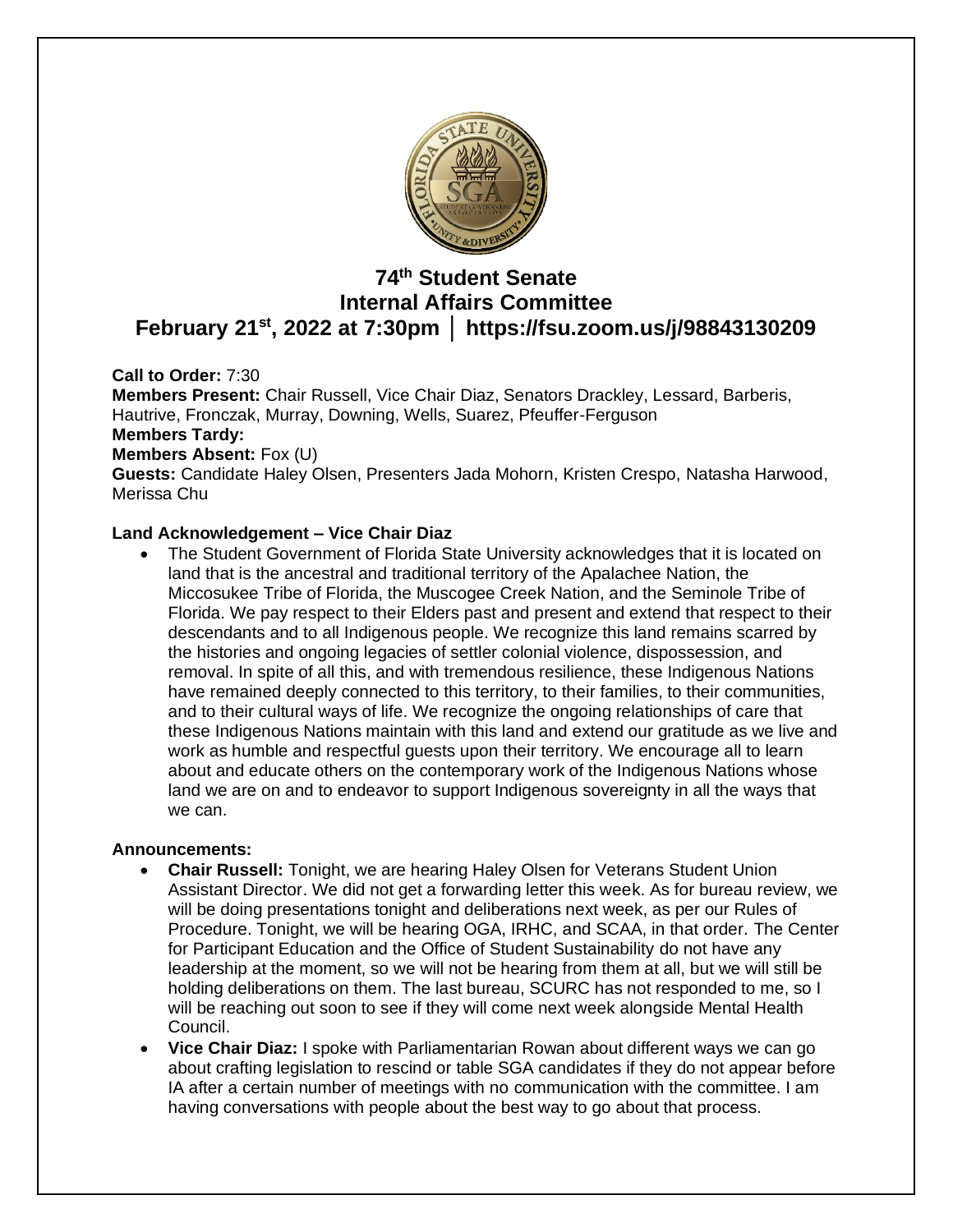# 74th Student Senate
# Internal Affairs Committee
# February 21st, 2022 at 7:30pm │ https://fsu.zoom.us/j/98843130209

**Call to Order:** 7:30
**Members Present:** Chair Russell, Vice Chair Diaz, Senators Drackley, Lessard, Barberis, Hautrive, Fronczak, Murray, Downing, Wells, Suarez, Pfeuffer-Ferguson
**Members Tardy:**
**Members Absent:** Fox (U)
**Guests:** Candidate Haley Olsen, Presenters Jada Mohorn, Kristen Crespo, Natasha Harwood, Merissa Chu

**Land Acknowledgement – Vice Chair Diaz**

- The Student Government of Florida State University acknowledges that it is located on land that is the ancestral and traditional territory of the Apalachee Nation, the Miccosukee Tribe of Florida, the Muscogee Creek Nation, and the Seminole Tribe of Florida. We pay respect to their Elders past and present and extend that respect to their descendants and to all Indigenous people. We recognize this land remains scarred by the histories and ongoing legacies of settler colonial violence, dispossession, and removal. In spite of all this, and with tremendous resilience, these Indigenous Nations have remained deeply connected to this territory, to their families, to their communities, and to their cultural ways of life. We recognize the ongoing relationships of care that these Indigenous Nations maintain with this land and extend our gratitude as we live and work as humble and respectful guests upon their territory. We encourage all to learn about and educate others on the contemporary work of the Indigenous Nations whose land we are on and to endeavor to support Indigenous sovereignty in all the ways that we can.

**Announcements:**

- **Chair Russell:** Tonight, we are hearing Haley Olsen for Veterans Student Union Assistant Director. We did not get a forwarding letter this week. As for bureau review, we will be doing presentations tonight and deliberations next week, as per our Rules of Procedure. Tonight, we will be hearing OGA, IRHC, and SCAA, in that order. The Center for Participant Education and the Office of Student Sustainability do not have any leadership at the moment, so we will not be hearing from them at all, but we will still be holding deliberations on them. The last bureau, SCURC has not responded to me, so I will be reaching out soon to see if they will come next week alongside Mental Health Council.
- **Vice Chair Diaz:** I spoke with Parliamentarian Rowan about different ways we can go about crafting legislation to rescind or table SGA candidates if they do not appear before IA after a certain number of meetings with no communication with the committee. I am having conversations with people about the best way to go about that process.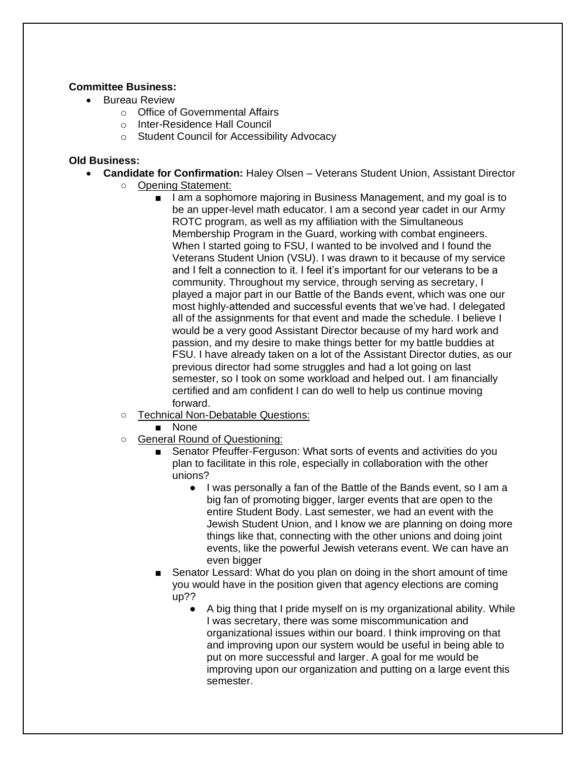**Committee Business:**

- Bureau Review
  - Office of Governmental Affairs
  - Inter-Residence Hall Council
  - Student Council for Accessibility Advocacy

**Old Business:**

- **Candidate for Confirmation:** Haley Olsen – Veterans Student Union, Assistant Director
  - Opening Statement:
    - I am a sophomore majoring in Business Management, and my goal is to be an upper-level math educator. I am a second year cadet in our Army ROTC program, as well as my affiliation with the Simultaneous Membership Program in the Guard, working with combat engineers. When I started going to FSU, I wanted to be involved and I found the Veterans Student Union (VSU). I was drawn to it because of my service and I felt a connection to it. I feel it's important for our veterans to be a community. Throughout my service, through serving as secretary, I played a major part in our Battle of the Bands event, which was one our most highly-attended and successful events that we've had. I delegated all of the assignments for that event and made the schedule. I believe I would be a very good Assistant Director because of my hard work and passion, and my desire to make things better for my battle buddies at FSU. I have already taken on a lot of the Assistant Director duties, as our previous director had some struggles and had a lot going on last semester, so I took on some workload and helped out. I am financially certified and am confident I can do well to help us continue moving forward.
  - Technical Non-Debatable Questions:
    - None
  - General Round of Questioning:
    - Senator Pfeuffer-Ferguson: What sorts of events and activities do you plan to facilitate in this role, especially in collaboration with the other unions?
      - I was personally a fan of the Battle of the Bands event, so I am a big fan of promoting bigger, larger events that are open to the entire Student Body. Last semester, we had an event with the Jewish Student Union, and I know we are planning on doing more things like that, connecting with the other unions and doing joint events, like the powerful Jewish veterans event. We can have an even bigger
    - Senator Lessard: What do you plan on doing in the short amount of time you would have in the position given that agency elections are coming up??
      - A big thing that I pride myself on is my organizational ability. While I was secretary, there was some miscommunication and organizational issues within our board. I think improving on that and improving upon our system would be useful in being able to put on more successful and larger. A goal for me would be improving upon our organization and putting on a large event this semester.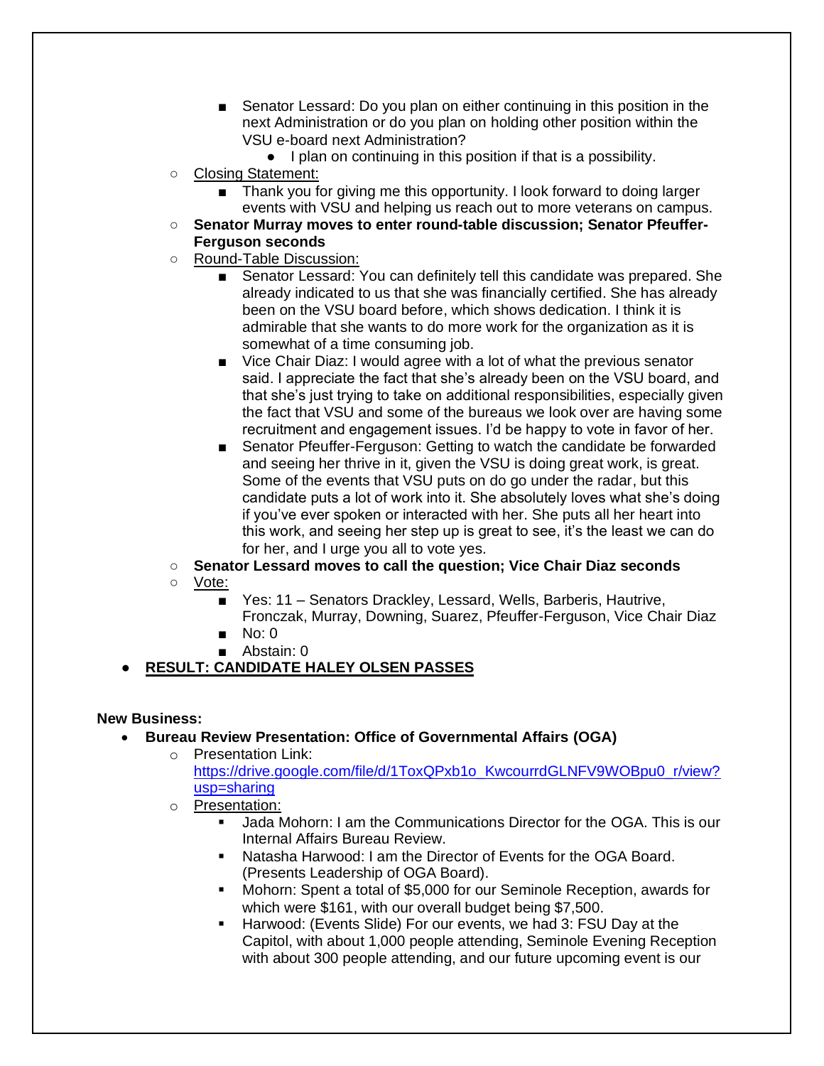- Senator Lessard: Do you plan on either continuing in this position in the next Administration or do you plan on holding other position within the VSU e-board next Administration?
  - I plan on continuing in this position if that is a possibility.
- Closing Statement:
  - Thank you for giving me this opportunity. I look forward to doing larger events with VSU and helping us reach out to more veterans on campus.
- **Senator Murray moves to enter round-table discussion; Senator Pfeuffer-Ferguson seconds**
- Round-Table Discussion:
  - Senator Lessard: You can definitely tell this candidate was prepared. She already indicated to us that she was financially certified. She has already been on the VSU board before, which shows dedication. I think it is admirable that she wants to do more work for the organization as it is somewhat of a time consuming job.
  - Vice Chair Diaz: I would agree with a lot of what the previous senator said. I appreciate the fact that she's already been on the VSU board, and that she's just trying to take on additional responsibilities, especially given the fact that VSU and some of the bureaus we look over are having some recruitment and engagement issues. I'd be happy to vote in favor of her.
  - Senator Pfeuffer-Ferguson: Getting to watch the candidate be forwarded and seeing her thrive in it, given the VSU is doing great work, is great. Some of the events that VSU puts on do go under the radar, but this candidate puts a lot of work into it. She absolutely loves what she's doing if you've ever spoken or interacted with her. She puts all her heart into this work, and seeing her step up is great to see, it's the least we can do for her, and I urge you all to vote yes.
- **Senator Lessard moves to call the question; Vice Chair Diaz seconds**
- Vote:
  - Yes: 11 – Senators Drackley, Lessard, Wells, Barberis, Hautrive, Fronczak, Murray, Downing, Suarez, Pfeuffer-Ferguson, Vice Chair Diaz
  - No: 0
  - Abstain: 0
- **RESULT: CANDIDATE HALEY OLSEN PASSES**

**New Business:**

- **Bureau Review Presentation: Office of Governmental Affairs (OGA)**
  - Presentation Link: [https://drive.google.com/file/d/1ToxQPxb1o_KwcourrdGLNFV9WOBpu0_r/view?usp=sharing](https://drive.google.com/file/d/1ToxQPxb1o_KwcourrdGLNFV9WOBpu0_r/view?usp=sharing)
  - Presentation:
    - Jada Mohorn: I am the Communications Director for the OGA. This is our Internal Affairs Bureau Review.
    - Natasha Harwood: I am the Director of Events for the OGA Board. (Presents Leadership of OGA Board).
    - Mohorn: Spent a total of $5,000 for our Seminole Reception, awards for which were $161, with our overall budget being $7,500.
    - Harwood: (Events Slide) For our events, we had 3: FSU Day at the Capitol, with about 1,000 people attending, Seminole Evening Reception with about 300 people attending, and our future upcoming event is our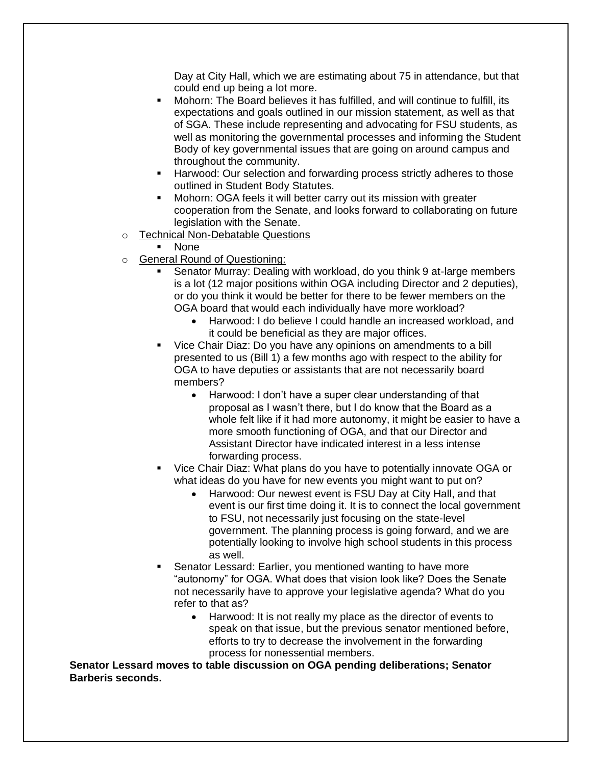Day at City Hall, which we are estimating about 75 in attendance, but that could end up being a lot more.

  - Mohorn: The Board believes it has fulfilled, and will continue to fulfill, its expectations and goals outlined in our mission statement, as well as that of SGA. These include representing and advocating for FSU students, as well as monitoring the governmental processes and informing the Student Body of key governmental issues that are going on around campus and throughout the community.
  - Harwood: Our selection and forwarding process strictly adheres to those outlined in Student Body Statutes.
  - Mohorn: OGA feels it will better carry out its mission with greater cooperation from the Senate, and looks forward to collaborating on future legislation with the Senate.

- Technical Non-Debatable Questions
  - None
- General Round of Questioning:
  - Senator Murray: Dealing with workload, do you think 9 at-large members is a lot (12 major positions within OGA including Director and 2 deputies), or do you think it would be better for there to be fewer members on the OGA board that would each individually have more workload?
    - Harwood: I do believe I could handle an increased workload, and it could be beneficial as they are major offices.
  - Vice Chair Diaz: Do you have any opinions on amendments to a bill presented to us (Bill 1) a few months ago with respect to the ability for OGA to have deputies or assistants that are not necessarily board members?
    - Harwood: I don't have a super clear understanding of that proposal as I wasn't there, but I do know that the Board as a whole felt like if it had more autonomy, it might be easier to have a more smooth functioning of OGA, and that our Director and Assistant Director have indicated interest in a less intense forwarding process.
  - Vice Chair Diaz: What plans do you have to potentially innovate OGA or what ideas do you have for new events you might want to put on?
    - Harwood: Our newest event is FSU Day at City Hall, and that event is our first time doing it. It is to connect the local government to FSU, not necessarily just focusing on the state-level government. The planning process is going forward, and we are potentially looking to involve high school students in this process as well.
  - Senator Lessard: Earlier, you mentioned wanting to have more "autonomy" for OGA. What does that vision look like? Does the Senate not necessarily have to approve your legislative agenda? What do you refer to that as?
    - Harwood: It is not really my place as the director of events to speak on that issue, but the previous senator mentioned before, efforts to try to decrease the involvement in the forwarding process for nonessential members.

**Senator Lessard moves to table discussion on OGA pending deliberations; Senator Barberis seconds.**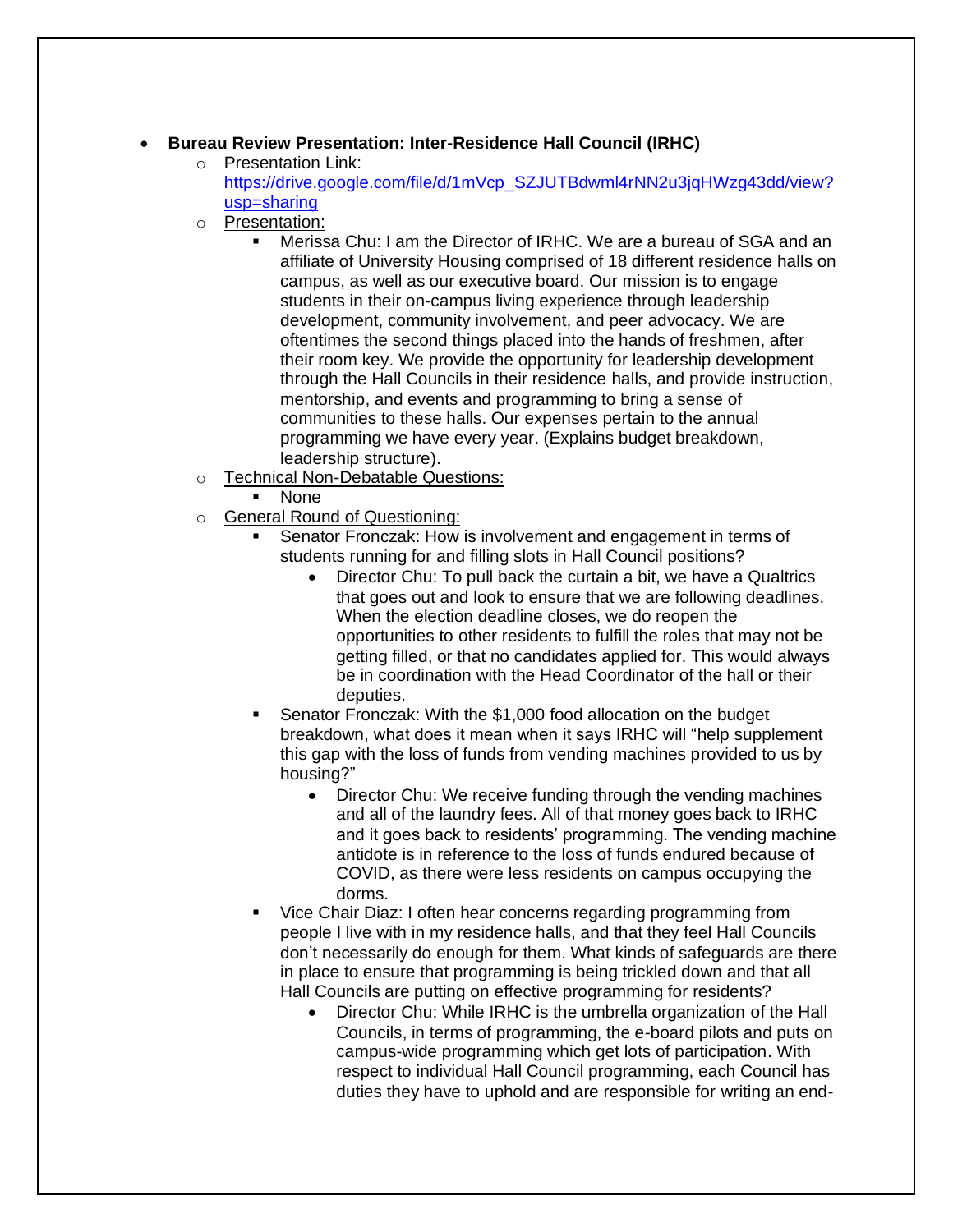- **Bureau Review Presentation: Inter-Residence Hall Council (IRHC)**
  - Presentation Link: https://drive.google.com/file/d/1mVcp_SZJUTBdwml4rNN2u3jqHWzg43dd/view?usp=sharing
  - Presentation:
    - Merissa Chu: I am the Director of IRHC. We are a bureau of SGA and an affiliate of University Housing comprised of 18 different residence halls on campus, as well as our executive board. Our mission is to engage students in their on-campus living experience through leadership development, community involvement, and peer advocacy. We are oftentimes the second things placed into the hands of freshmen, after their room key. We provide the opportunity for leadership development through the Hall Councils in their residence halls, and provide instruction, mentorship, and events and programming to bring a sense of communities to these halls. Our expenses pertain to the annual programming we have every year. (Explains budget breakdown, leadership structure).
  - Technical Non-Debatable Questions:
    - None
  - General Round of Questioning:
    - Senator Fronczak: How is involvement and engagement in terms of students running for and filling slots in Hall Council positions?
      - Director Chu: To pull back the curtain a bit, we have a Qualtrics that goes out and look to ensure that we are following deadlines. When the election deadline closes, we do reopen the opportunities to other residents to fulfill the roles that may not be getting filled, or that no candidates applied for. This would always be in coordination with the Head Coordinator of the hall or their deputies.
    - Senator Fronczak: With the $1,000 food allocation on the budget breakdown, what does it mean when it says IRHC will "help supplement this gap with the loss of funds from vending machines provided to us by housing?"
      - Director Chu: We receive funding through the vending machines and all of the laundry fees. All of that money goes back to IRHC and it goes back to residents' programming. The vending machine antidote is in reference to the loss of funds endured because of COVID, as there were less residents on campus occupying the dorms.
    - Vice Chair Diaz: I often hear concerns regarding programming from people I live with in my residence halls, and that they feel Hall Councils don't necessarily do enough for them. What kinds of safeguards are there in place to ensure that programming is being trickled down and that all Hall Councils are putting on effective programming for residents?
      - Director Chu: While IRHC is the umbrella organization of the Hall Councils, in terms of programming, the e-board pilots and puts on campus-wide programming which get lots of participation. With respect to individual Hall Council programming, each Council has duties they have to uphold and are responsible for writing an end-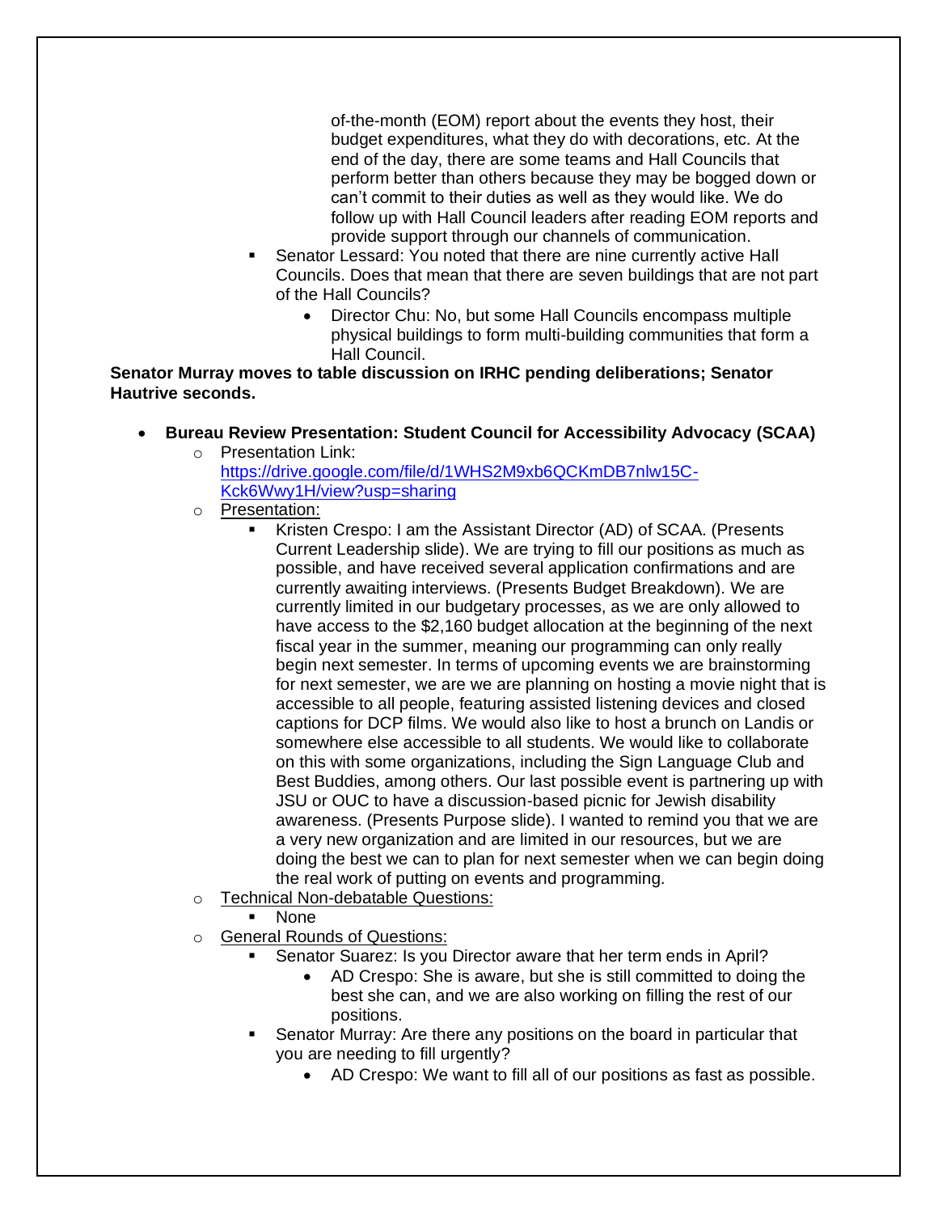of-the-month (EOM) report about the events they host, their budget expenditures, what they do with decorations, etc. At the end of the day, there are some teams and Hall Councils that perform better than others because they may be bogged down or can't commit to their duties as well as they would like. We do follow up with Hall Council leaders after reading EOM reports and provide support through our channels of communication.

- Senator Lessard: You noted that there are nine currently active Hall Councils. Does that mean that there are seven buildings that are not part of the Hall Councils?
  - Director Chu: No, but some Hall Councils encompass multiple physical buildings to form multi-building communities that form a Hall Council.

**Senator Murray moves to table discussion on IRHC pending deliberations; Senator Hautrive seconds.**

- **Bureau Review Presentation: Student Council for Accessibility Advocacy (SCAA)**
  - Presentation Link: [https://drive.google.com/file/d/1WHS2M9xb6QCKmDB7nlw15C-Kck6Wwy1H/view?usp=sharing](https://drive.google.com/file/d/1WHS2M9xb6QCKmDB7nlw15C-Kck6Wwy1H/view?usp=sharing)
  - Presentation:
    - Kristen Crespo: I am the Assistant Director (AD) of SCAA. (Presents Current Leadership slide). We are trying to fill our positions as much as possible, and have received several application confirmations and are currently awaiting interviews. (Presents Budget Breakdown). We are currently limited in our budgetary processes, as we are only allowed to have access to the $2,160 budget allocation at the beginning of the next fiscal year in the summer, meaning our programming can only really begin next semester. In terms of upcoming events we are brainstorming for next semester, we are we are planning on hosting a movie night that is accessible to all people, featuring assisted listening devices and closed captions for DCP films. We would also like to host a brunch on Landis or somewhere else accessible to all students. We would like to collaborate on this with some organizations, including the Sign Language Club and Best Buddies, among others. Our last possible event is partnering up with JSU or OUC to have a discussion-based picnic for Jewish disability awareness. (Presents Purpose slide). I wanted to remind you that we are a very new organization and are limited in our resources, but we are doing the best we can to plan for next semester when we can begin doing the real work of putting on events and programming.
  - Technical Non-debatable Questions:
    - None
  - General Rounds of Questions:
    - Senator Suarez: Is you Director aware that her term ends in April?
      - AD Crespo: She is aware, but she is still committed to doing the best she can, and we are also working on filling the rest of our positions.
    - Senator Murray: Are there any positions on the board in particular that you are needing to fill urgently?
      - AD Crespo: We want to fill all of our positions as fast as possible.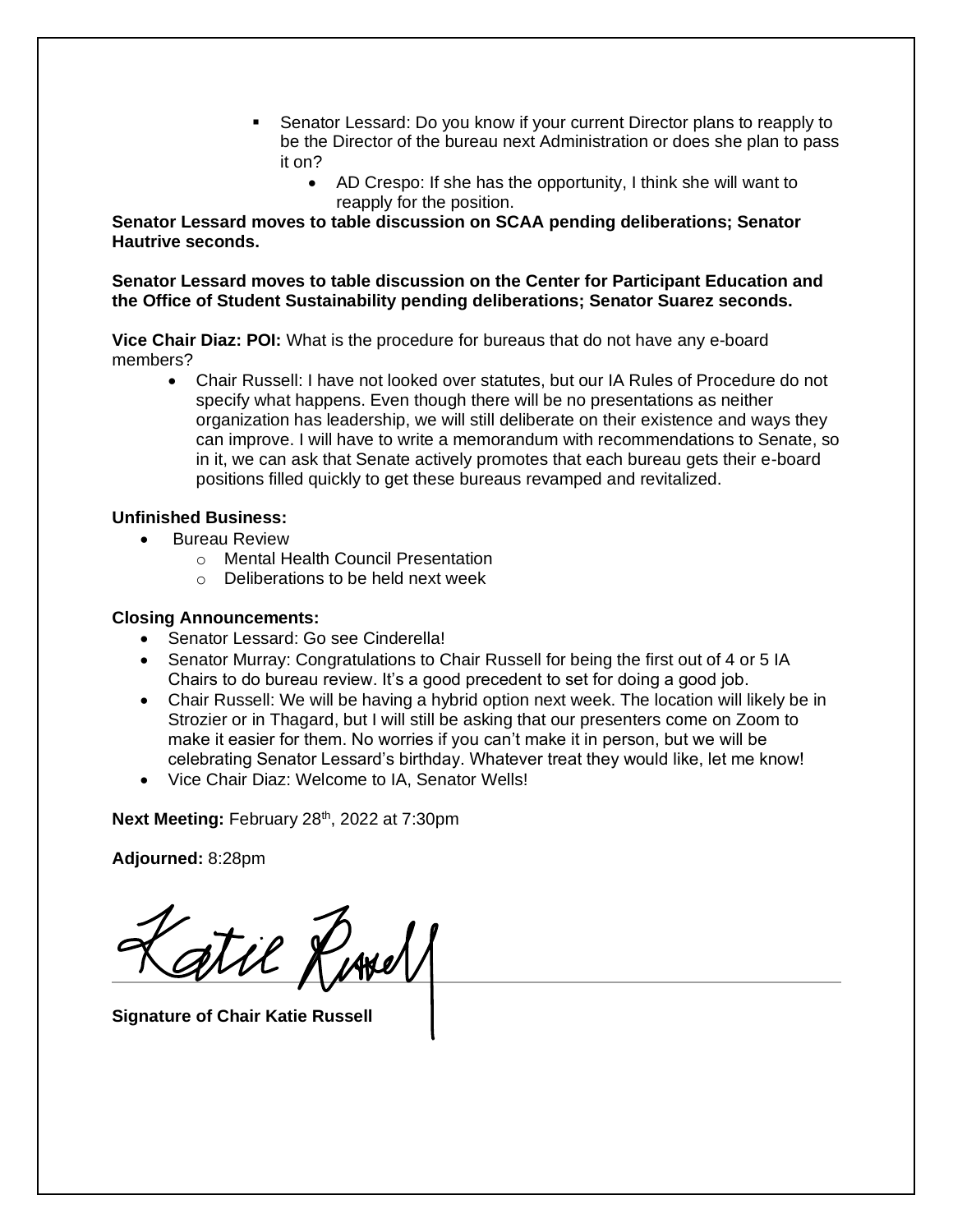- Senator Lessard: Do you know if your current Director plans to reapply to be the Director of the bureau next Administration or does she plan to pass it on?
    - AD Crespo: If she has the opportunity, I think she will want to reapply for the position.

**Senator Lessard moves to table discussion on SCAA pending deliberations; Senator Hautrive seconds.**

**Senator Lessard moves to table discussion on the Center for Participant Education and the Office of Student Sustainability pending deliberations; Senator Suarez seconds.**

**Vice Chair Diaz: POI:** What is the procedure for bureaus that do not have any e-board members?

- Chair Russell: I have not looked over statutes, but our IA Rules of Procedure do not specify what happens. Even though there will be no presentations as neither organization has leadership, we will still deliberate on their existence and ways they can improve. I will have to write a memorandum with recommendations to Senate, so in it, we can ask that Senate actively promotes that each bureau gets their e-board positions filled quickly to get these bureaus revamped and revitalized.

**Unfinished Business:**

- Bureau Review
    - Mental Health Council Presentation
    - Deliberations to be held next week

**Closing Announcements:**

- Senator Lessard: Go see Cinderella!
- Senator Murray: Congratulations to Chair Russell for being the first out of 4 or 5 IA Chairs to do bureau review. It's a good precedent to set for doing a good job.
- Chair Russell: We will be having a hybrid option next week. The location will likely be in Strozier or in Thagard, but I will still be asking that our presenters come on Zoom to make it easier for them. No worries if you can't make it in person, but we will be celebrating Senator Lessard's birthday. Whatever treat they would like, let me know!
- Vice Chair Diaz: Welcome to IA, Senator Wells!

**Next Meeting:** February 28th, 2022 at 7:30pm

**Adjourned:** 8:28pm

Katie Russell

**Signature of Chair Katie Russell**